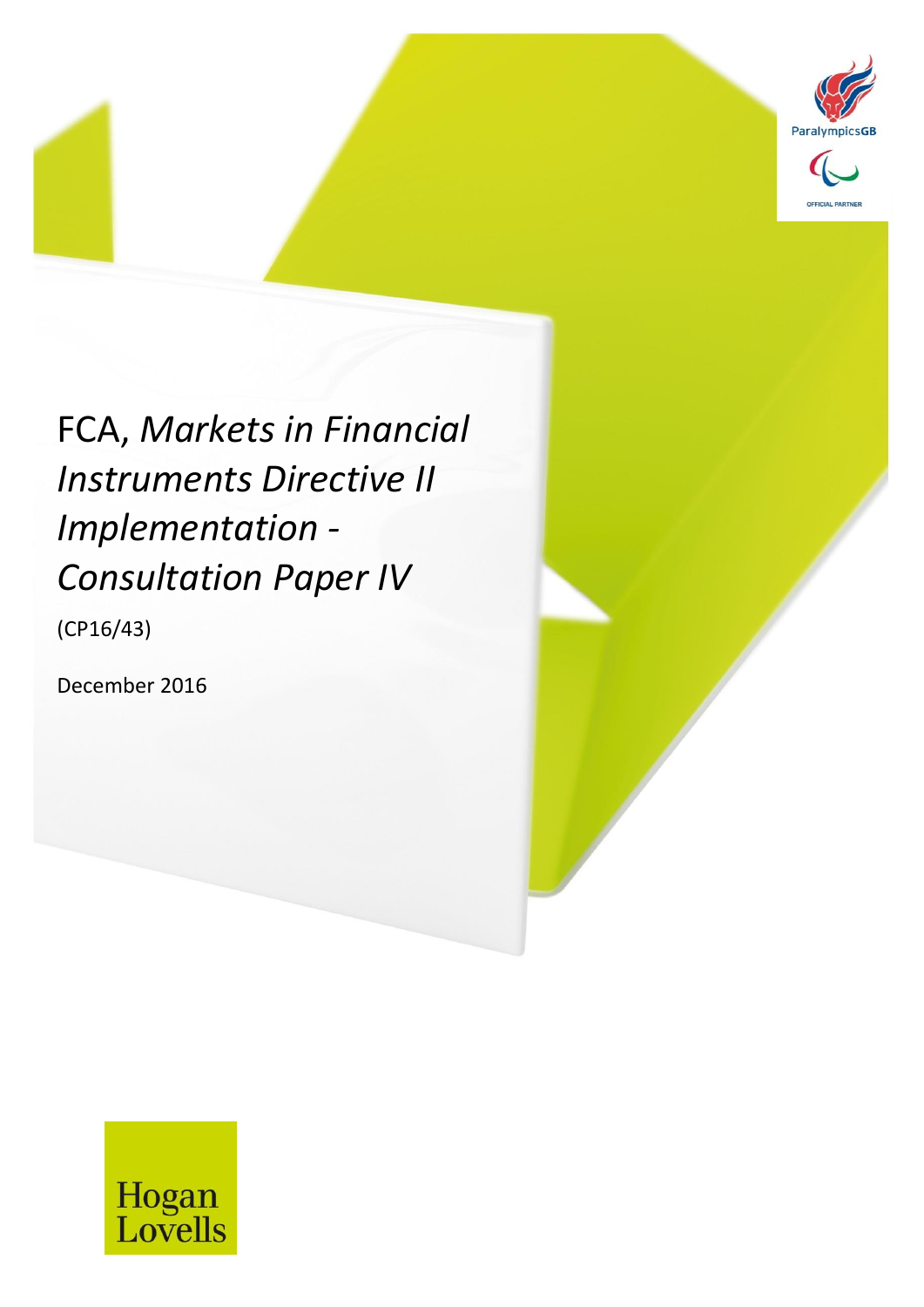# FCA, *Markets in Financial Instruments Directive II Implementation - Consultation Paper IV*

(CP16/43)

December 2016

ParalympicsGB

OFFICIAL PARTNER

Hogan Lovells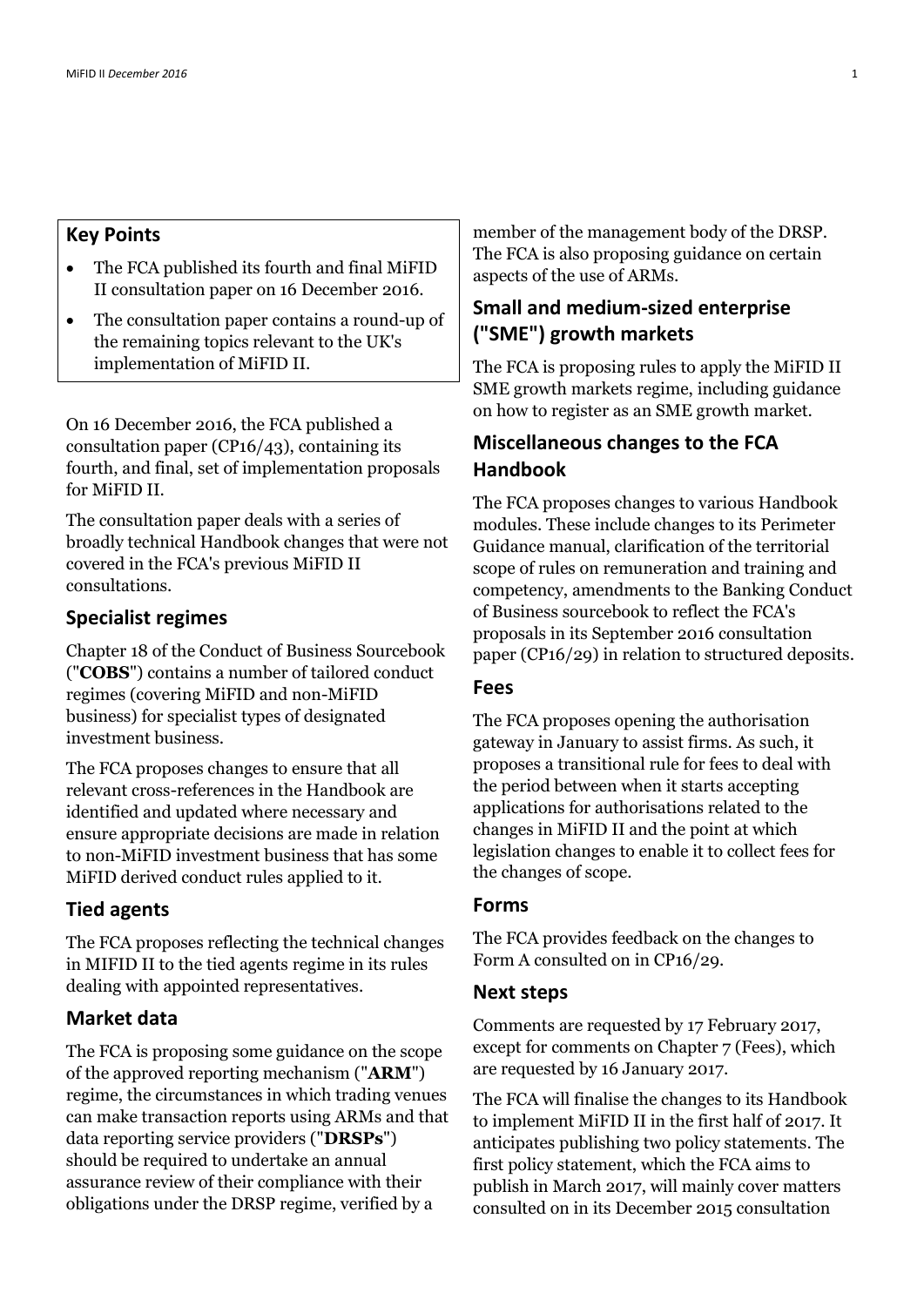## Key Points

- The FCA published its fourth and final MiFID II consultation paper on 16 December 2016.
- The consultation paper contains a round-up of the remaining topics relevant to the UK's implementation of MiFID II.

On 16 December 2016, the FCA published a consultation paper (CP16/43), containing its fourth, and final, set of implementation proposals for MiFID II.

The consultation paper deals with a series of broadly technical Handbook changes that were not covered in the FCA's previous MiFID II consultations.

### Specialist regimes

Chapter 18 of the Conduct of Business Sourcebook ("**COBS**") contains a number of tailored conduct regimes (covering MiFID and non-MiFID business) for specialist types of designated investment business.

The FCA proposes changes to ensure that all relevant cross-references in the Handbook are identified and updated where necessary and ensure appropriate decisions are made in relation to non-MiFID investment business that has some MiFID derived conduct rules applied to it.

### Tied agents

The FCA proposes reflecting the technical changes in MIFID II to the tied agents regime in its rules dealing with appointed representatives.

### Market data

The FCA is proposing some guidance on the scope of the approved reporting mechanism ("**ARM**") regime, the circumstances in which trading venues can make transaction reports using ARMs and that data reporting service providers ("**DRSPs**") should be required to undertake an annual assurance review of their compliance with their obligations under the DRSP regime, verified by a member of the management body of the DRSP. The FCA is also proposing guidance on certain aspects of the use of ARMs.

### Small and medium-sized enterprise ("SME") growth markets

The FCA is proposing rules to apply the MiFID II SME growth markets regime, including guidance on how to register as an SME growth market.

### Miscellaneous changes to the FCA Handbook

The FCA proposes changes to various Handbook modules. These include changes to its Perimeter Guidance manual, clarification of the territorial scope of rules on remuneration and training and competency, amendments to the Banking Conduct of Business sourcebook to reflect the FCA's proposals in its September 2016 consultation paper (CP16/29) in relation to structured deposits.

### Fees

The FCA proposes opening the authorisation gateway in January to assist firms. As such, it proposes a transitional rule for fees to deal with the period between when it starts accepting applications for authorisations related to the changes in MiFID II and the point at which legislation changes to enable it to collect fees for the changes of scope.

### Forms

The FCA provides feedback on the changes to Form A consulted on in CP16/29.

### Next steps

Comments are requested by 17 February 2017, except for comments on Chapter 7 (Fees), which are requested by 16 January 2017.

The FCA will finalise the changes to its Handbook to implement MiFID II in the first half of 2017. It anticipates publishing two policy statements. The first policy statement, which the FCA aims to publish in March 2017, will mainly cover matters consulted on in its December 2015 consultation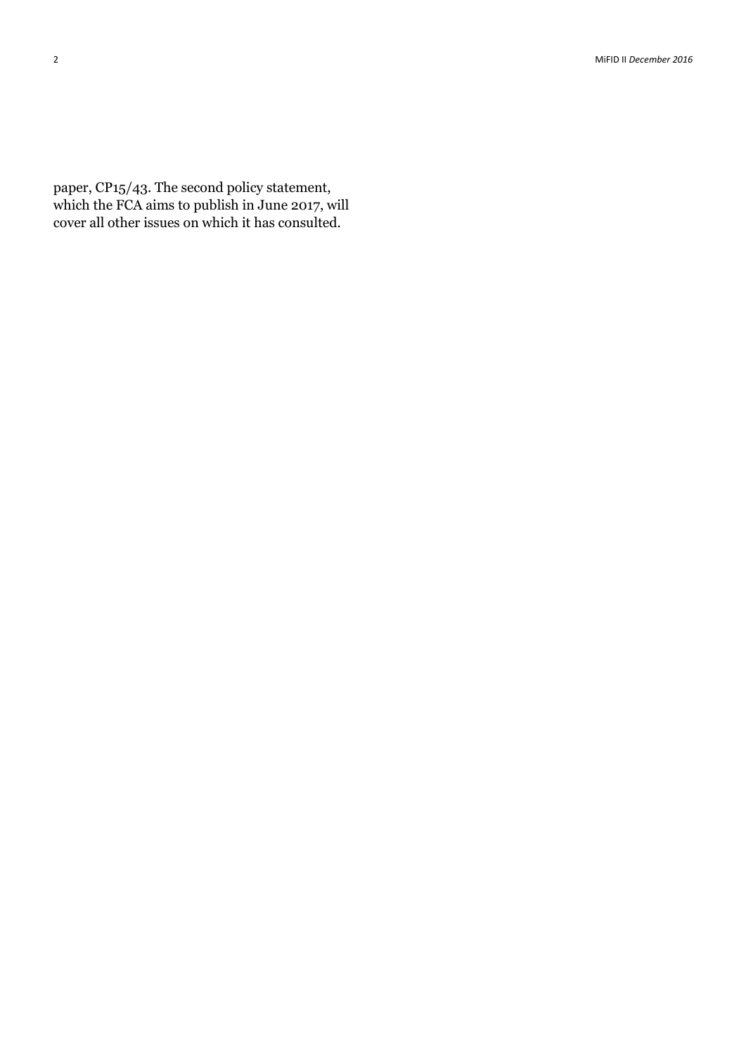paper, CP15/43. The second policy statement, which the FCA aims to publish in June 2017, will cover all other issues on which it has consulted.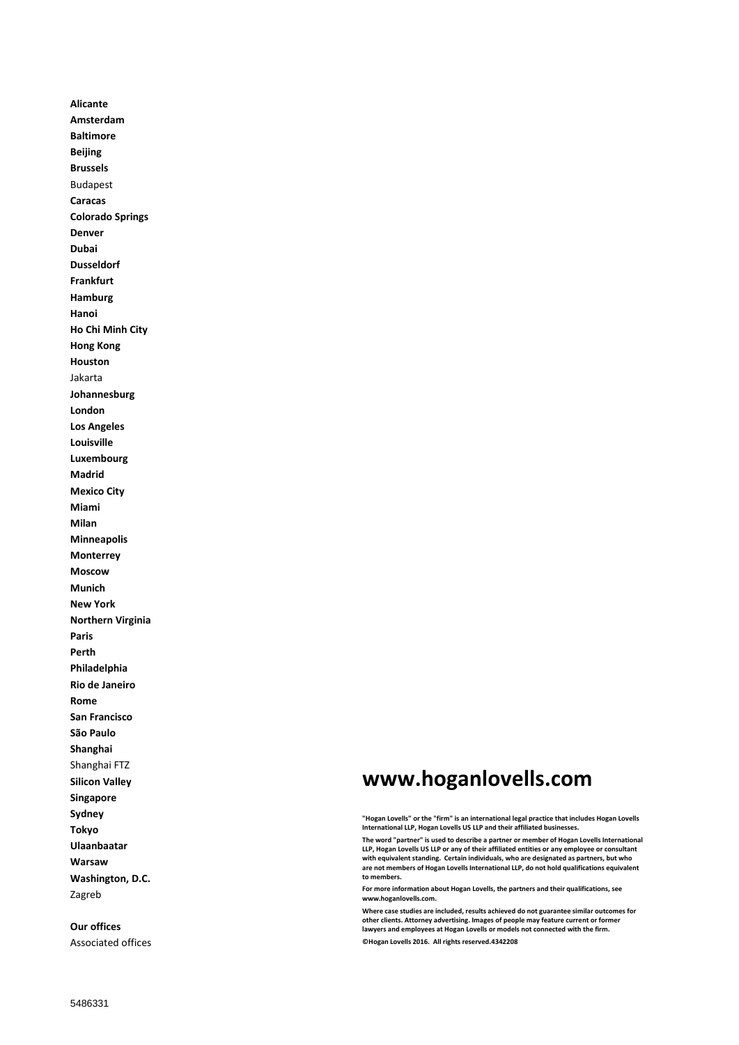**Alicante**
**Amsterdam**
**Baltimore**
**Beijing**
**Brussels**
Budapest
**Caracas**
**Colorado Springs**
**Denver**
**Dubai**
**Dusseldorf**
**Frankfurt**
**Hamburg**
**Hanoi**
**Ho Chi Minh City**
**Hong Kong**
**Houston**
Jakarta
**Johannesburg**
**London**
**Los Angeles**
**Louisville**
**Luxembourg**
**Madrid**
**Mexico City**
**Miami**
**Milan**
**Minneapolis**
**Monterrey**
**Moscow**
**Munich**
**New York**
**Northern Virginia**
**Paris**
**Perth**
**Philadelphia**
**Rio de Janeiro**
**Rome**
**San Francisco**
**São Paulo**
**Shanghai**
Shanghai FTZ
**Silicon Valley**
**Singapore**
**Sydney**
**Tokyo**
**Ulaanbaatar**
**Warsaw**
**Washington, D.C.**
Zagreb

**Our offices**
Associated offices

# www.hoganlovells.com

**"Hogan Lovells" or the "firm" is an international legal practice that includes Hogan Lovells International LLP, Hogan Lovells US LLP and their affiliated businesses.**

**The word "partner" is used to describe a partner or member of Hogan Lovells International LLP, Hogan Lovells US LLP or any of their affiliated entities or any employee or consultant with equivalent standing. Certain individuals, who are designated as partners, but who are not members of Hogan Lovells International LLP, do not hold qualifications equivalent to members.**

**For more information about Hogan Lovells, the partners and their qualifications, see www.hoganlovells.com.**

**Where case studies are included, results achieved do not guarantee similar outcomes for other clients. Attorney advertising. Images of people may feature current or former lawyers and employees at Hogan Lovells or models not connected with the firm.**

**©Hogan Lovells 2016. All rights reserved.4342208**

5486331